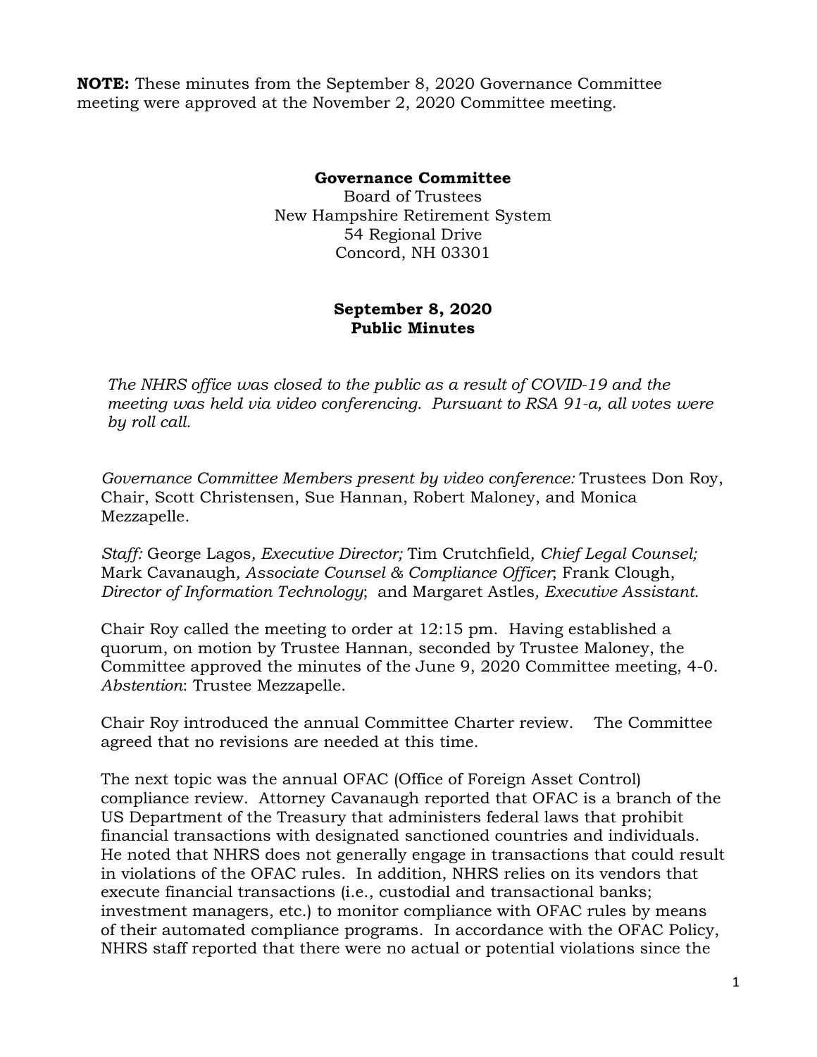**NOTE:** These minutes from the September 8, 2020 Governance Committee meeting were approved at the November 2, 2020 Committee meeting.

**Governance Committee**
Board of Trustees
New Hampshire Retirement System
54 Regional Drive
Concord, NH 03301

**September 8, 2020**
**Public Minutes**

*The NHRS office was closed to the public as a result of COVID-19 and the meeting was held via video conferencing. Pursuant to RSA 91-a, all votes were by roll call.*

*Governance Committee Members present by video conference:* Trustees Don Roy, Chair, Scott Christensen, Sue Hannan, Robert Maloney, and Monica Mezzapelle.

*Staff:* George Lagos*, Executive Director;* Tim Crutchfield*, Chief Legal Counsel;* Mark Cavanaugh*, Associate Counsel & Compliance Officer*; Frank Clough, *Director of Information Technology*; and Margaret Astles*, Executive Assistant.*

Chair Roy called the meeting to order at 12:15 pm. Having established a quorum, on motion by Trustee Hannan, seconded by Trustee Maloney, the Committee approved the minutes of the June 9, 2020 Committee meeting, 4-0. *Abstention*: Trustee Mezzapelle.

Chair Roy introduced the annual Committee Charter review. The Committee agreed that no revisions are needed at this time.

The next topic was the annual OFAC (Office of Foreign Asset Control) compliance review. Attorney Cavanaugh reported that OFAC is a branch of the US Department of the Treasury that administers federal laws that prohibit financial transactions with designated sanctioned countries and individuals. He noted that NHRS does not generally engage in transactions that could result in violations of the OFAC rules. In addition, NHRS relies on its vendors that execute financial transactions (i.e., custodial and transactional banks; investment managers, etc.) to monitor compliance with OFAC rules by means of their automated compliance programs. In accordance with the OFAC Policy, NHRS staff reported that there were no actual or potential violations since the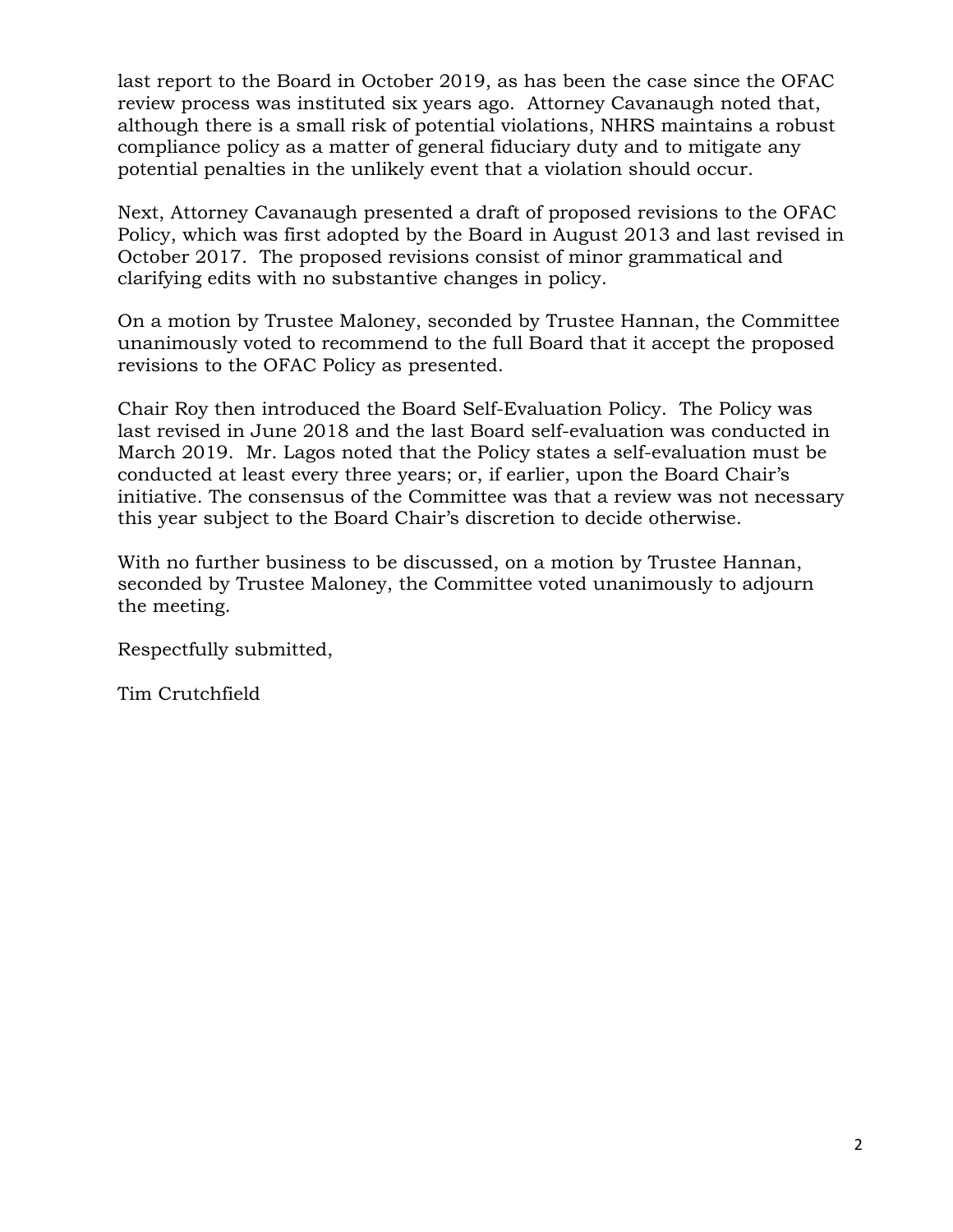last report to the Board in October 2019, as has been the case since the OFAC review process was instituted six years ago. Attorney Cavanaugh noted that, although there is a small risk of potential violations, NHRS maintains a robust compliance policy as a matter of general fiduciary duty and to mitigate any potential penalties in the unlikely event that a violation should occur.

Next, Attorney Cavanaugh presented a draft of proposed revisions to the OFAC Policy, which was first adopted by the Board in August 2013 and last revised in October 2017. The proposed revisions consist of minor grammatical and clarifying edits with no substantive changes in policy.

On a motion by Trustee Maloney, seconded by Trustee Hannan, the Committee unanimously voted to recommend to the full Board that it accept the proposed revisions to the OFAC Policy as presented.

Chair Roy then introduced the Board Self-Evaluation Policy. The Policy was last revised in June 2018 and the last Board self-evaluation was conducted in March 2019. Mr. Lagos noted that the Policy states a self-evaluation must be conducted at least every three years; or, if earlier, upon the Board Chair's initiative. The consensus of the Committee was that a review was not necessary this year subject to the Board Chair's discretion to decide otherwise.

With no further business to be discussed, on a motion by Trustee Hannan, seconded by Trustee Maloney, the Committee voted unanimously to adjourn the meeting.

Respectfully submitted,

Tim Crutchfield